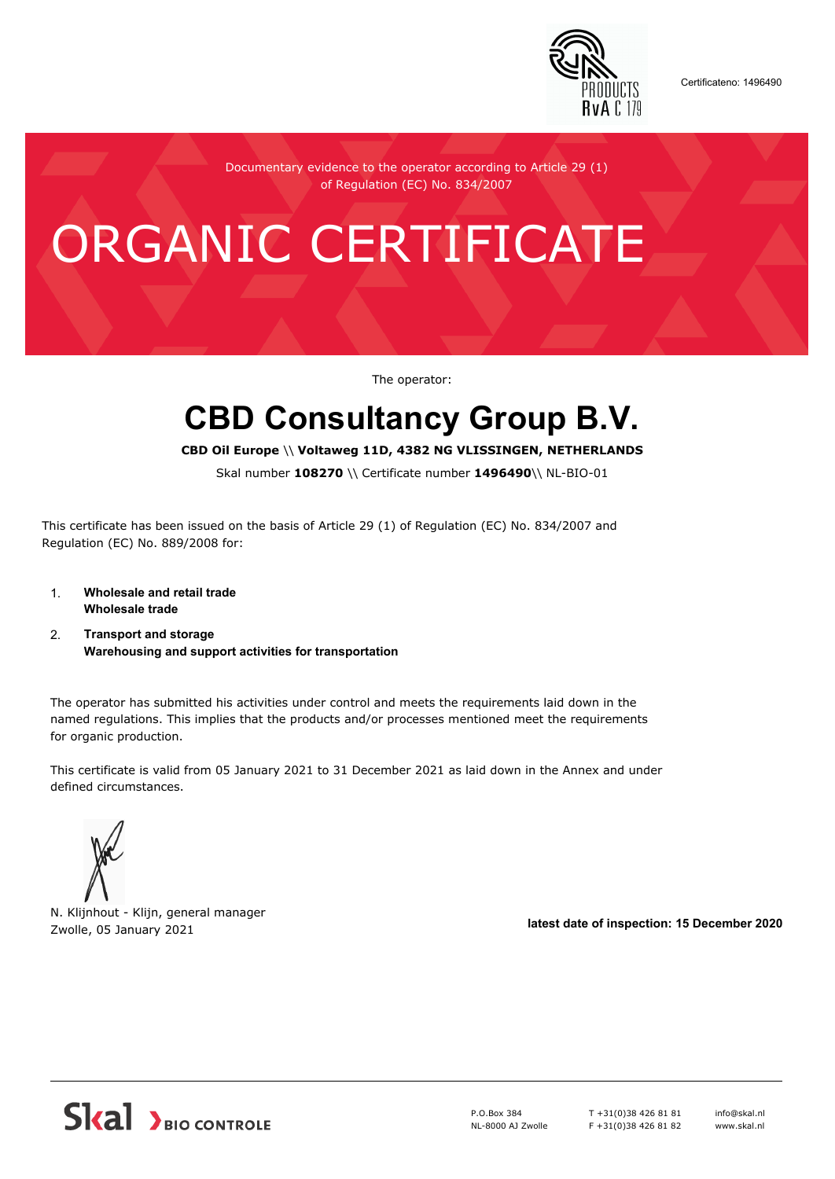Certificateno: 1496490

Documentary evidence to the operator according to Article 29 (1) of Regulation (EC) No. 834/2007

# ORGANIC CERTIFICATE

The operator:

## CBD Consultancy Group B.V.

**CBD Oil Europe** \\ **Voltaweg 11D, 4382 NG VLISSINGEN, NETHERLANDS**

Skal number **108270** \\ Certificate number **1496490**\\ NL-BIO-01

This certificate has been issued on the basis of Article 29 (1) of Regulation (EC) No. 834/2007 and Regulation (EC) No. 889/2008 for:

1. **Wholesale and retail trade**
   **Wholesale trade**
2. **Transport and storage**
   **Warehousing and support activities for transportation**

The operator has submitted his activities under control and meets the requirements laid down in the named regulations. This implies that the products and/or processes mentioned meet the requirements for organic production.

This certificate is valid from 05 January 2021 to 31 December 2021 as laid down in the Annex and under defined circumstances.

N. Klijnhout - Klijn, general manager
Zwolle, 05 January 2021

**latest date of inspection: 15 December 2020**

Skal BIO CONTROLE

P.O.Box 384
NL-8000 AJ Zwolle

T +31(0)38 426 81 81
F +31(0)38 426 81 82

info@skal.nl
www.skal.nl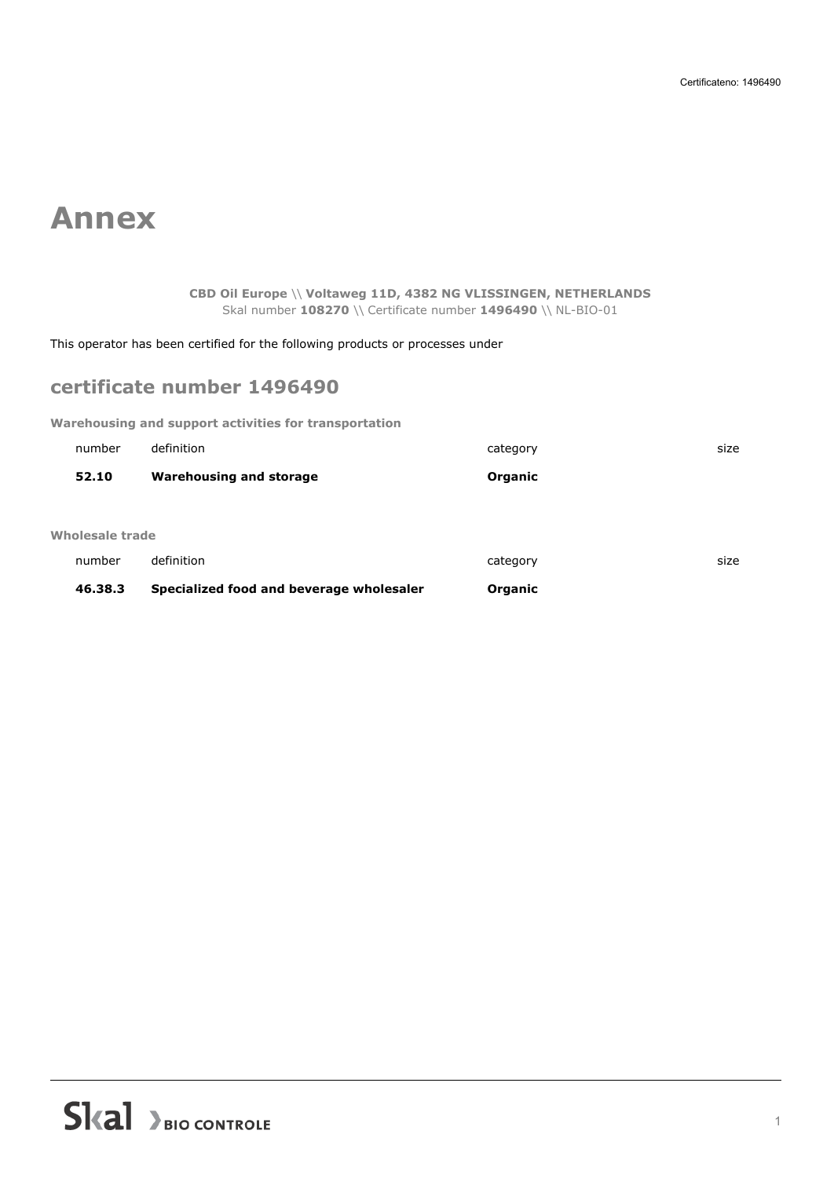# Annex

**CBD Oil Europe \\ Voltaweg 11D, 4382 NG VLISSINGEN, NETHERLANDS**
Skal number **108270** \\ Certificate number **1496490** \\ NL-BIO-01

This operator has been certified for the following products or processes under

## certificate number 1496490

**Warehousing and support activities for transportation**

| number | definition | category | size |
|---|---|---|---|
| **52.10** | **Warehousing and storage** | **Organic** | |

**Wholesale trade**

| number | definition | category | size |
|---|---|---|---|
| **46.38.3** | **Specialized food and beverage wholesaler** | **Organic** | |

Skal BIO CONTROLE